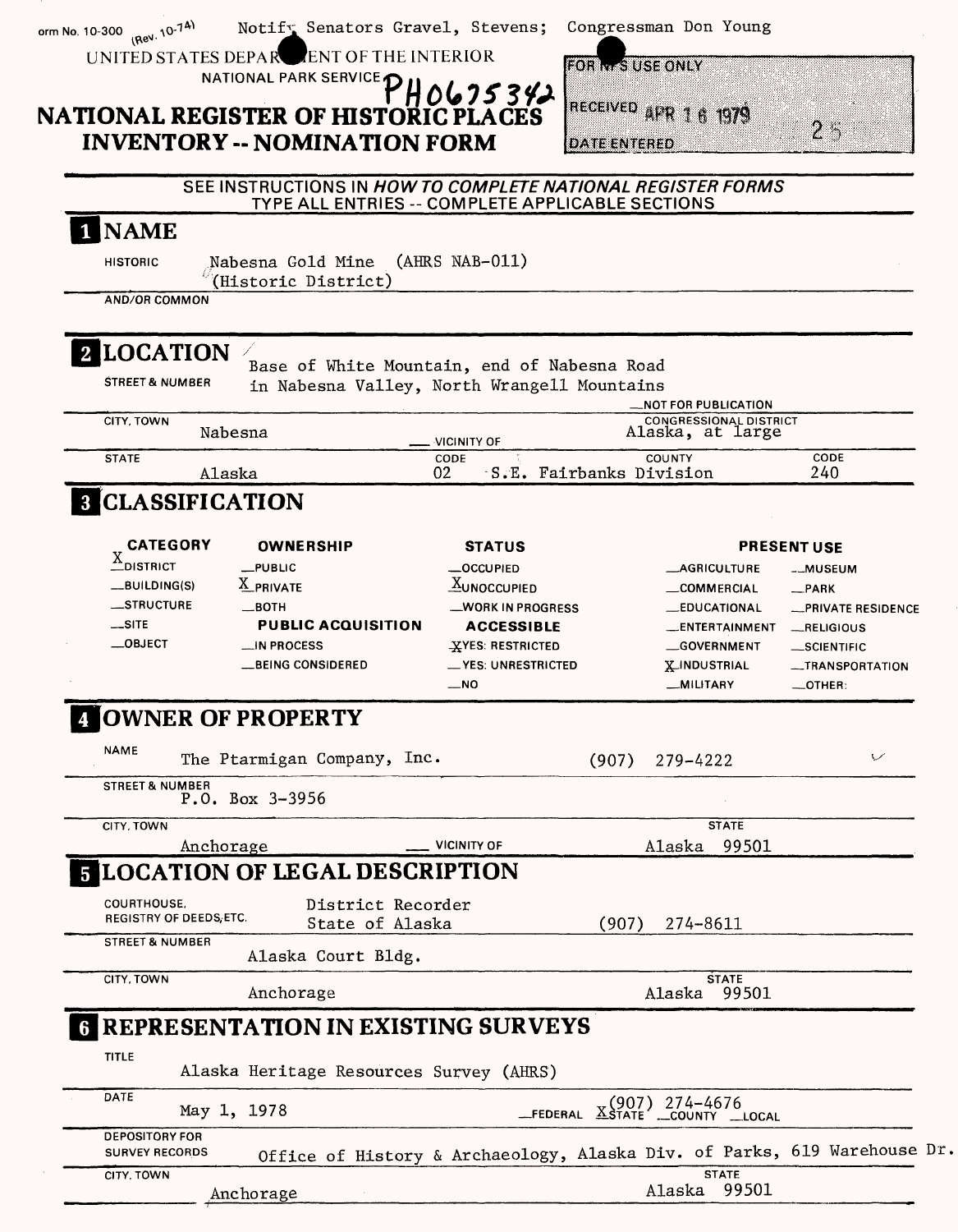Form No. 10-300 (Rev. 10-74) Notify Senators Gravel, Stevens; Congressman Don Young

UNITED STATES DEPARTMENT OF THE INTERIOR
NATIONAL PARK SERVICE PH0675342

# NATIONAL REGISTER OF HISTORIC PLACES INVENTORY -- NOMINATION FORM

FOR NPS USE ONLY
RECEIVED APR 16 1979
DATE ENTERED
25

SEE INSTRUCTIONS IN *HOW TO COMPLETE NATIONAL REGISTER FORMS*
TYPE ALL ENTRIES -- COMPLETE APPLICABLE SECTIONS

## 1 NAME

HISTORIC: Nabesna Gold Mine (AHRS NAB-011) (Historic District)

AND/OR COMMON:

## 2 LOCATION

STREET & NUMBER: Base of White Mountain, end of Nabesna Road in Nabesna Valley, North Wrangell Mountains

__NOT FOR PUBLICATION

CITY, TOWN: Nabesna __VICINITY OF

CONGRESSIONAL DISTRICT: Alaska, at large

STATE: Alaska CODE: 02 COUNTY: S.E. Fairbanks Division CODE: 240

## 3 CLASSIFICATION

| CATEGORY | OWNERSHIP | STATUS | PRESENT USE | |
|---|---|---|---|---|
| X DISTRICT | __PUBLIC | __OCCUPIED | __AGRICULTURE | __MUSEUM |
| __BUILDING(S) | X PRIVATE | X UNOCCUPIED | __COMMERCIAL | __PARK |
| __STRUCTURE | __BOTH | __WORK IN PROGRESS | __EDUCATIONAL | __PRIVATE RESIDENCE |
| __SITE | **PUBLIC ACQUISITION** | **ACCESSIBLE** | __ENTERTAINMENT | __RELIGIOUS |
| __OBJECT | __IN PROCESS | X YES: RESTRICTED | __GOVERNMENT | __SCIENTIFIC |
| | __BEING CONSIDERED | __YES: UNRESTRICTED | X INDUSTRIAL | __TRANSPORTATION |
| | | __NO | __MILITARY | __OTHER: |

## 4 OWNER OF PROPERTY

NAME: The Ptarmigan Company, Inc. (907) 279-4222

STREET & NUMBER: P.O. Box 3-3956

CITY, TOWN: Anchorage __VICINITY OF STATE: Alaska 99501

## 5 LOCATION OF LEGAL DESCRIPTION

COURTHOUSE, REGISTRY OF DEEDS, ETC.: District Recorder, State of Alaska (907) 274-8611

STREET & NUMBER: Alaska Court Bldg.

CITY, TOWN: Anchorage STATE: Alaska 99501

## 6 REPRESENTATION IN EXISTING SURVEYS

TITLE: Alaska Heritage Resources Survey (AHRS)

DATE: May 1, 1978 __FEDERAL X STATE __COUNTY __LOCAL (907) 274-4676

DEPOSITORY FOR SURVEY RECORDS: Office of History & Archaeology, Alaska Div. of Parks, 619 Warehouse Dr.

CITY, TOWN: Anchorage STATE: Alaska 99501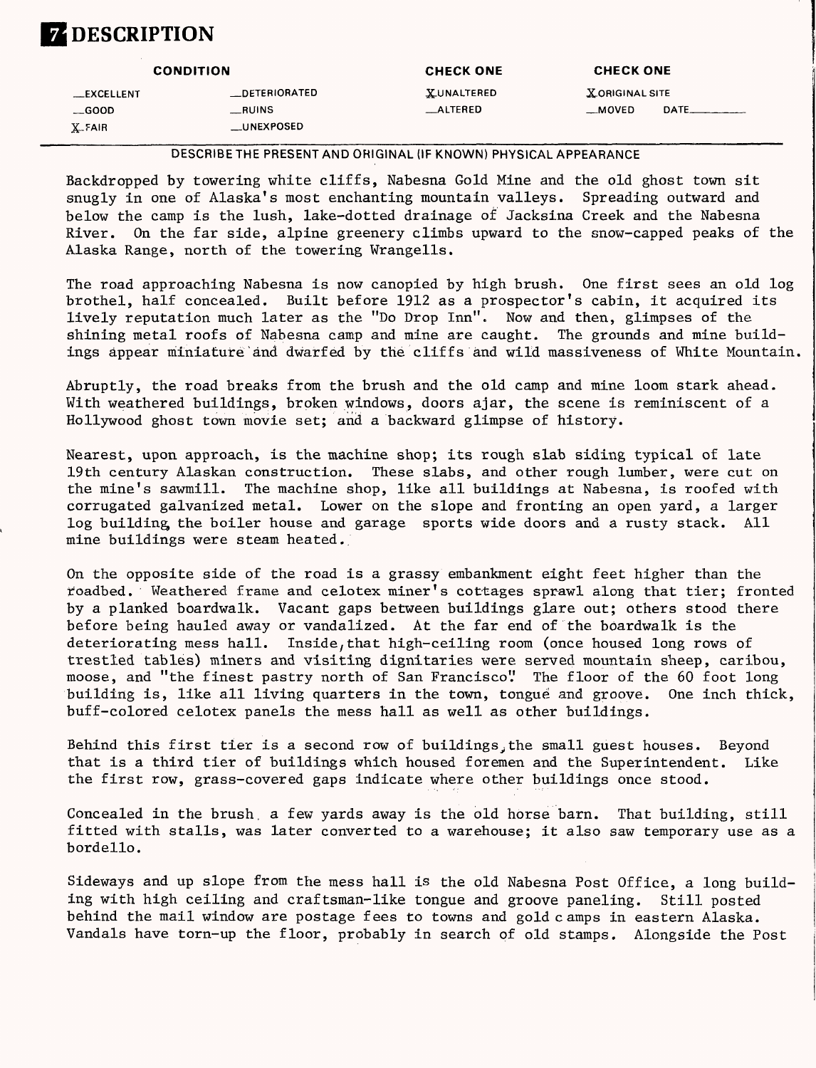# 7 DESCRIPTION

| CONDITION | | CHECK ONE | CHECK ONE |
|---|---|---|---|
| __EXCELLENT | __DETERIORATED | X UNALTERED | X ORIGINAL SITE |
| __GOOD | __RUINS | __ALTERED | __MOVED DATE______ |
| X FAIR | __UNEXPOSED | | |

DESCRIBE THE PRESENT AND ORIGINAL (IF KNOWN) PHYSICAL APPEARANCE

Backdropped by towering white cliffs, Nabesna Gold Mine and the old ghost town sit snugly in one of Alaska's most enchanting mountain valleys. Spreading outward and below the camp is the lush, lake-dotted drainage of Jacksina Creek and the Nabesna River. On the far side, alpine greenery climbs upward to the snow-capped peaks of the Alaska Range, north of the towering Wrangells.

The road approaching Nabesna is now canopied by high brush. One first sees an old log brothel, half concealed. Built before 1912 as a prospector's cabin, it acquired its lively reputation much later as the "Do Drop Inn". Now and then, glimpses of the shining metal roofs of Nabesna camp and mine are caught. The grounds and mine buildings appear miniature and dwarfed by the cliffs and wild massiveness of White Mountain.

Abruptly, the road breaks from the brush and the old camp and mine loom stark ahead. With weathered buildings, broken windows, doors ajar, the scene is reminiscent of a Hollywood ghost town movie set; and a backward glimpse of history.

Nearest, upon approach, is the machine shop; its rough slab siding typical of late 19th century Alaskan construction. These slabs, and other rough lumber, were cut on the mine's sawmill. The machine shop, like all buildings at Nabesna, is roofed with corrugated galvanized metal. Lower on the slope and fronting an open yard, a larger log building, the boiler house and garage sports wide doors and a rusty stack. All mine buildings were steam heated.

On the opposite side of the road is a grassy embankment eight feet higher than the roadbed. Weathered frame and celotex miner's cottages sprawl along that tier; fronted by a planked boardwalk. Vacant gaps between buildings glare out; others stood there before being hauled away or vandalized. At the far end of the boardwalk is the deteriorating mess hall. Inside, that high-ceiling room (once housed long rows of trestled tables) miners and visiting dignitaries were served mountain sheep, caribou, moose, and "the finest pastry north of San Francisco." The floor of the 60 foot long building is, like all living quarters in the town, tongue and groove. One inch thick, buff-colored celotex panels the mess hall as well as other buildings.

Behind this first tier is a second row of buildings, the small guest houses. Beyond that is a third tier of buildings which housed foremen and the Superintendent. Like the first row, grass-covered gaps indicate where other buildings once stood.

Concealed in the brush, a few yards away is the old horse barn. That building, still fitted with stalls, was later converted to a warehouse; it also saw temporary use as a bordello.

Sideways and up slope from the mess hall is the old Nabesna Post Office, a long building with high ceiling and craftsman-like tongue and groove paneling. Still posted behind the mail window are postage fees to towns and gold camps in eastern Alaska. Vandals have torn-up the floor, probably in search of old stamps. Alongside the Post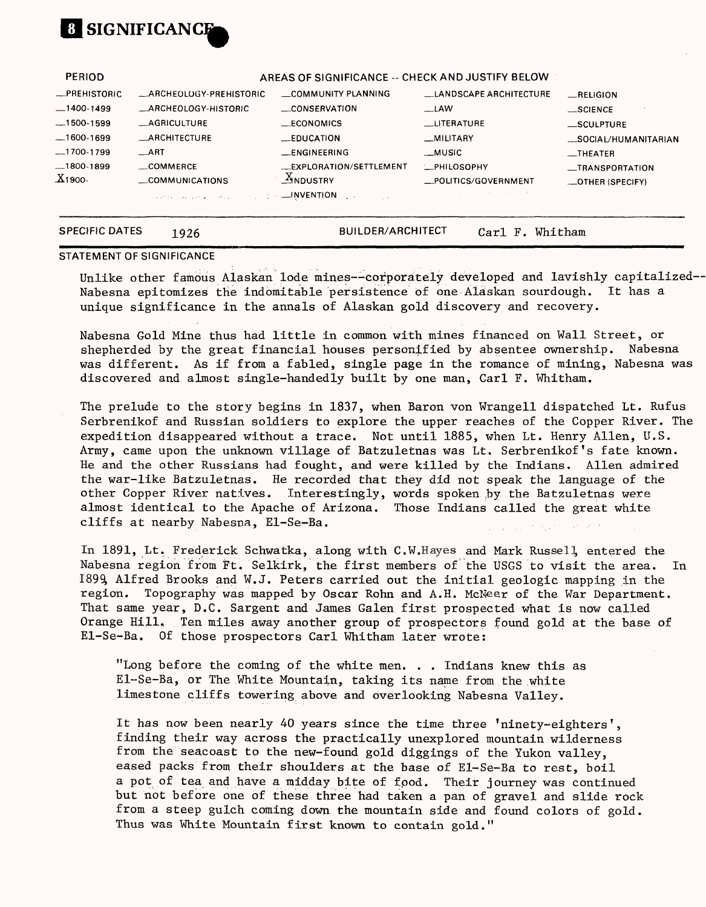# 8 SIGNIFICANCE

| PERIOD | AREAS OF SIGNIFICANCE -- CHECK AND JUSTIFY BELOW | | | |
|---|---|---|---|---|
| _PREHISTORIC | _ARCHEOLOGY-PREHISTORIC | _COMMUNITY PLANNING | _LANDSCAPE ARCHITECTURE | _RELIGION |
| _1400-1499 | _ARCHEOLOGY-HISTORIC | _CONSERVATION | _LAW | _SCIENCE |
| _1500-1599 | _AGRICULTURE | _ECONOMICS | _LITERATURE | _SCULPTURE |
| _1600-1699 | _ARCHITECTURE | _EDUCATION | _MILITARY | _SOCIAL/HUMANITARIAN |
| _1700-1799 | _ART | _ENGINEERING | _MUSIC | _THEATER |
| _1800-1899 | _COMMERCE | _EXPLORATION/SETTLEMENT | _PHILOSOPHY | _TRANSPORTATION |
| X 1900- | _COMMUNICATIONS | X INDUSTRY | _POLITICS/GOVERNMENT | _OTHER (SPECIFY) |
| | | _INVENTION | | |

SPECIFIC DATES 1926 BUILDER/ARCHITECT Carl F. Whitham

STATEMENT OF SIGNIFICANCE

Unlike other famous Alaskan lode mines--corporately developed and lavishly capitalized--Nabesna epitomizes the indomitable persistence of one Alaskan sourdough. It has a unique significance in the annals of Alaskan gold discovery and recovery.

Nabesna Gold Mine thus had little in common with mines financed on Wall Street, or shepherded by the great financial houses personified by absentee ownership. Nabesna was different. As if from a fabled, single page in the romance of mining, Nabesna was discovered and almost single-handedly built by one man, Carl F. Whitham.

The prelude to the story begins in 1837, when Baron von Wrangell dispatched Lt. Rufus Serbrenikof and Russian soldiers to explore the upper reaches of the Copper River. The expedition disappeared without a trace. Not until 1885, when Lt. Henry Allen, U.S. Army, came upon the unknown village of Batzuletnas was Lt. Serbrenikof's fate known. He and the other Russians had fought, and were killed by the Indians. Allen admired the war-like Batzuletnas. He recorded that they did not speak the language of the other Copper River natives. Interestingly, words spoken by the Batzuletnas were almost identical to the Apache of Arizona. Those Indians called the great white cliffs at nearby Nabesna, El-Se-Ba.

In 1891, Lt. Frederick Schwatka, along with C.W.Hayes and Mark Russell, entered the Nabesna region from Ft. Selkirk, the first members of the USGS to visit the area. In 1899, Alfred Brooks and W.J. Peters carried out the initial geologic mapping in the region. Topography was mapped by Oscar Rohn and A.H. McNeer of the War Department. That same year, D.C. Sargent and James Galen first prospected what is now called Orange Hill. Ten miles away another group of prospectors found gold at the base of El-Se-Ba. Of those prospectors Carl Whitham later wrote:

> "Long before the coming of the white men. . . Indians knew this as El-Se-Ba, or The White Mountain, taking its name from the white limestone cliffs towering above and overlooking Nabesna Valley.
>
> It has now been nearly 40 years since the time three 'ninety-eighters', finding their way across the practically unexplored mountain wilderness from the seacoast to the new-found gold diggings of the Yukon valley, eased packs from their shoulders at the base of El-Se-Ba to rest, boil a pot of tea and have a midday bite of food. Their journey was continued but not before one of these three had taken a pan of gravel and slide rock from a steep gulch coming down the mountain side and found colors of gold. Thus was White Mountain first known to contain gold."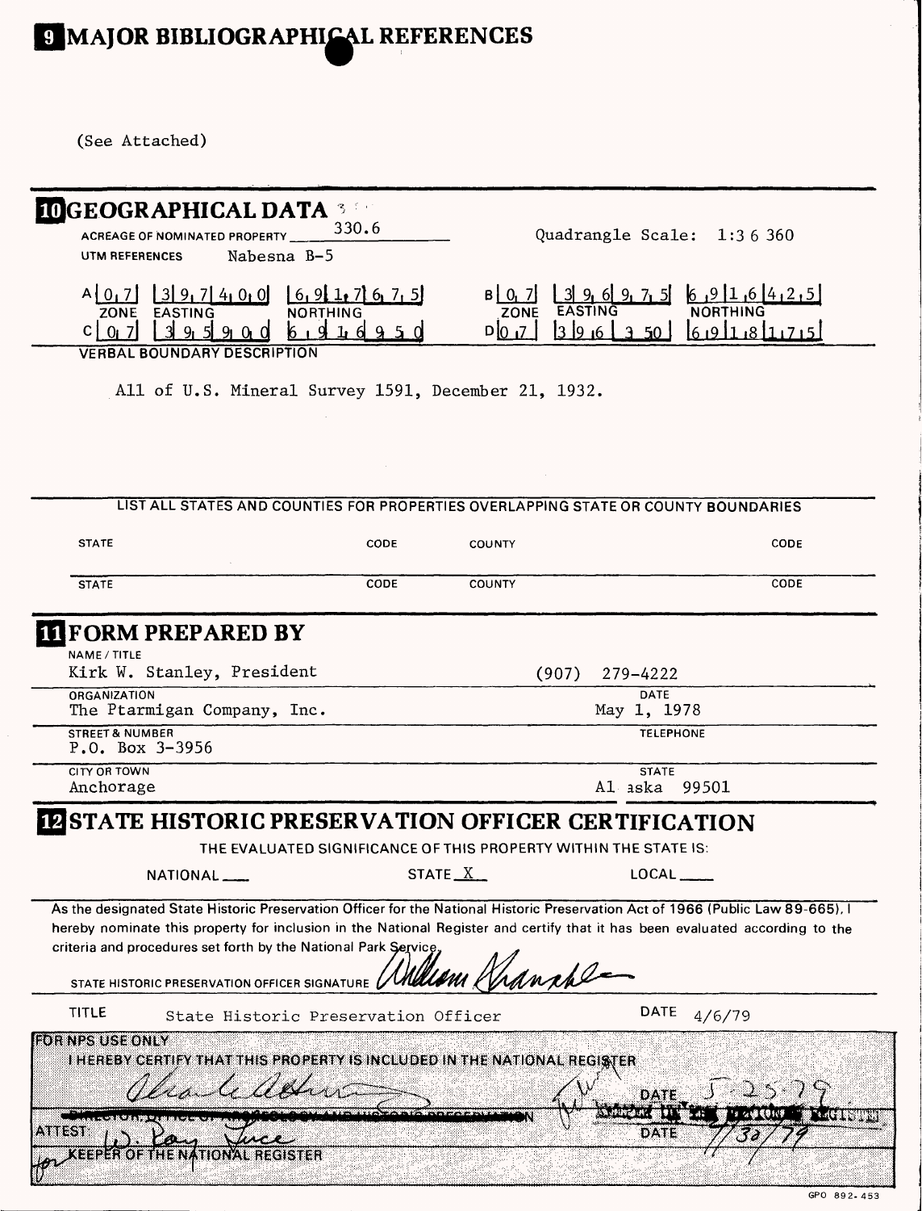## 9 MAJOR BIBLIOGRAPHICAL REFERENCES

(See Attached)

## 10 GEOGRAPHICAL DATA

ACREAGE OF NOMINATED PROPERTY 330.6

Quadrangle Scale: 1:3 6 360

UTM REFERENCES Nabesna B-5

| | ZONE | EASTING | NORTHING |
|---|---|---|---|
| A | 0 7 | 3 9 7 4 0 0 | 6 9 1 7 6 7 5 |
| B | 0 7 | 3 9 6 9 7 5 | 6 9 1 6 4 2 5 |
| C | 0 7 | 3 9 5 9 0 0 | 6 9 1 6 9 5 0 |
| D | 0 7 | 3 9 6 3 5 0 | 6 9 1 8 1 7 5 |

VERBAL BOUNDARY DESCRIPTION

All of U.S. Mineral Survey 1591, December 21, 1932.

LIST ALL STATES AND COUNTIES FOR PROPERTIES OVERLAPPING STATE OR COUNTY BOUNDARIES

| STATE | CODE | COUNTY | CODE |
|---|---|---|---|
| STATE | CODE | COUNTY | CODE |

## 11 FORM PREPARED BY

NAME / TITLE
Kirk W. Stanley, President (907) 279-4222

ORGANIZATION
The Ptarmigan Company, Inc.

DATE
May 1, 1978

STREET & NUMBER
P.O. Box 3-3956

TELEPHONE

CITY OR TOWN
Anchorage

STATE
Alaska 99501

## 12 STATE HISTORIC PRESERVATION OFFICER CERTIFICATION

THE EVALUATED SIGNIFICANCE OF THIS PROPERTY WITHIN THE STATE IS:

NATIONAL ___ STATE X LOCAL ___

As the designated State Historic Preservation Officer for the National Historic Preservation Act of 1966 (Public Law 89-665), I hereby nominate this property for inclusion in the National Register and certify that it has been evaluated according to the criteria and procedures set forth by the National Park Service.

STATE HISTORIC PRESERVATION OFFICER SIGNATURE William Hanable

TITLE State Historic Preservation Officer DATE 4/6/79

FOR NPS USE ONLY

I HEREBY CERTIFY THAT THIS PROPERTY IS INCLUDED IN THE NATIONAL REGISTER

Charles Allen DATE 5-25-79

~~DIRECTOR, OFFICE OF ARCHEOLOGY AND HISTORIC PRESERVATION~~ KEEPER OF THE NATIONAL REGISTER

ATTEST: W. Ray Luce DATE 7/30/79

for KEEPER OF THE NATIONAL REGISTER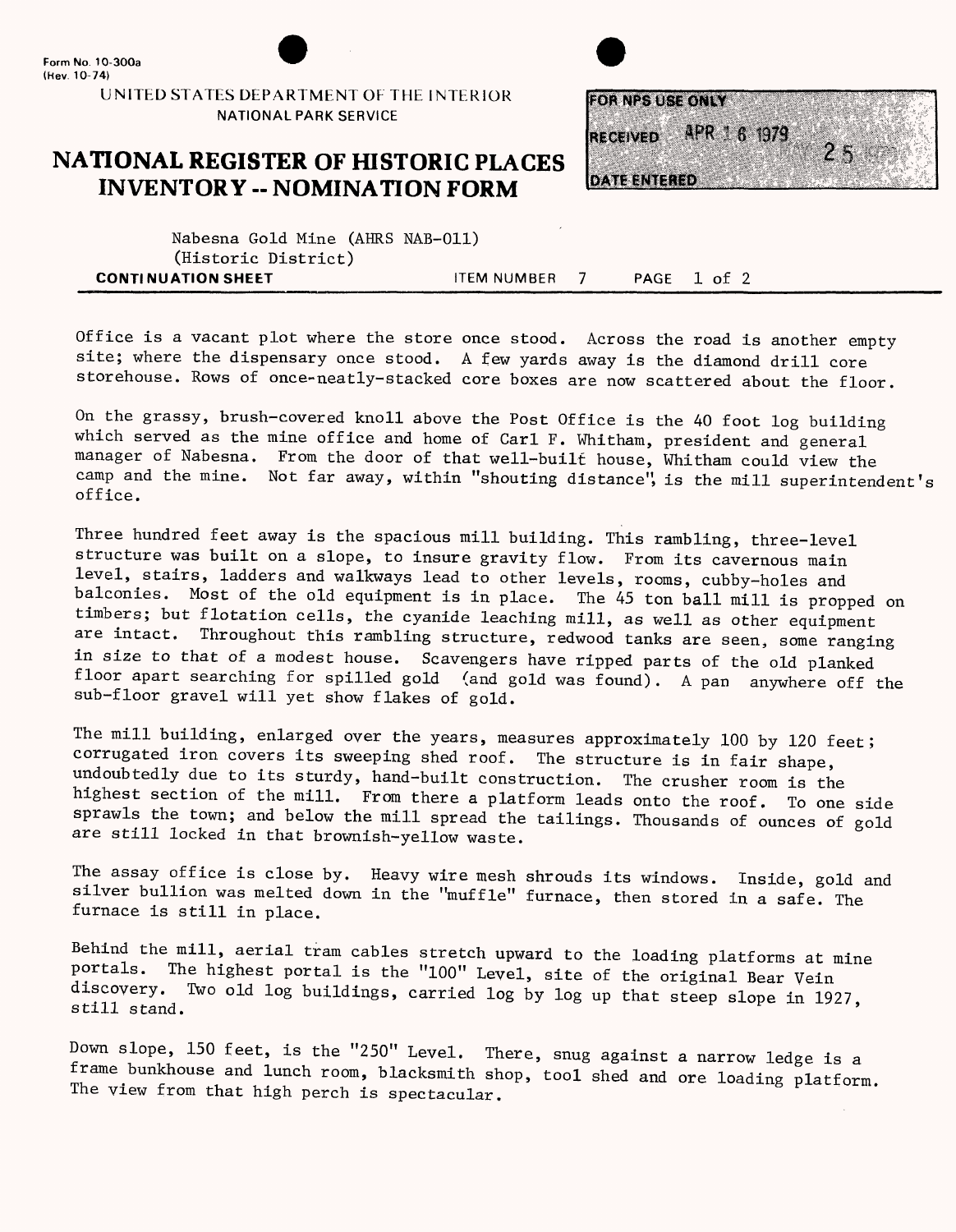Office is a vacant plot where the store once stood. Across the road is another empty site; where the dispensary once stood. A few yards away is the diamond drill core storehouse. Rows of once-neatly-stacked core boxes are now scattered about the floor.

On the grassy, brush-covered knoll above the Post Office is the 40 foot log building which served as the mine office and home of Carl F. Whitham, president and general manager of Nabesna. From the door of that well-built house, Whitham could view the camp and the mine. Not far away, within "shouting distance", is the mill superintendent's office.

Three hundred feet away is the spacious mill building. This rambling, three-level structure was built on a slope, to insure gravity flow. From its cavernous main level, stairs, ladders and walkways lead to other levels, rooms, cubby-holes and balconies. Most of the old equipment is in place. The 45 ton ball mill is propped on timbers; but flotation cells, the cyanide leaching mill, as well as other equipment are intact. Throughout this rambling structure, redwood tanks are seen, some ranging in size to that of a modest house. Scavengers have ripped parts of the old planked floor apart searching for spilled gold (and gold was found). A pan anywhere off the sub-floor gravel will yet show flakes of gold.

The mill building, enlarged over the years, measures approximately 100 by 120 feet; corrugated iron covers its sweeping shed roof. The structure is in fair shape, undoubtedly due to its sturdy, hand-built construction. The crusher room is the highest section of the mill. From there a platform leads onto the roof. To one side sprawls the town; and below the mill spread the tailings. Thousands of ounces of gold are still locked in that brownish-yellow waste.

The assay office is close by. Heavy wire mesh shrouds its windows. Inside, gold and silver bullion was melted down in the "muffle" furnace, then stored in a safe. The furnace is still in place.

Behind the mill, aerial tram cables stretch upward to the loading platforms at mine portals. The highest portal is the "100" Level, site of the original Bear Vein discovery. Two old log buildings, carried log by log up that steep slope in 1927, still stand.

Down slope, 150 feet, is the "250" Level. There, snug against a narrow ledge is a frame bunkhouse and lunch room, blacksmith shop, tool shed and ore loading platform. The view from that high perch is spectacular.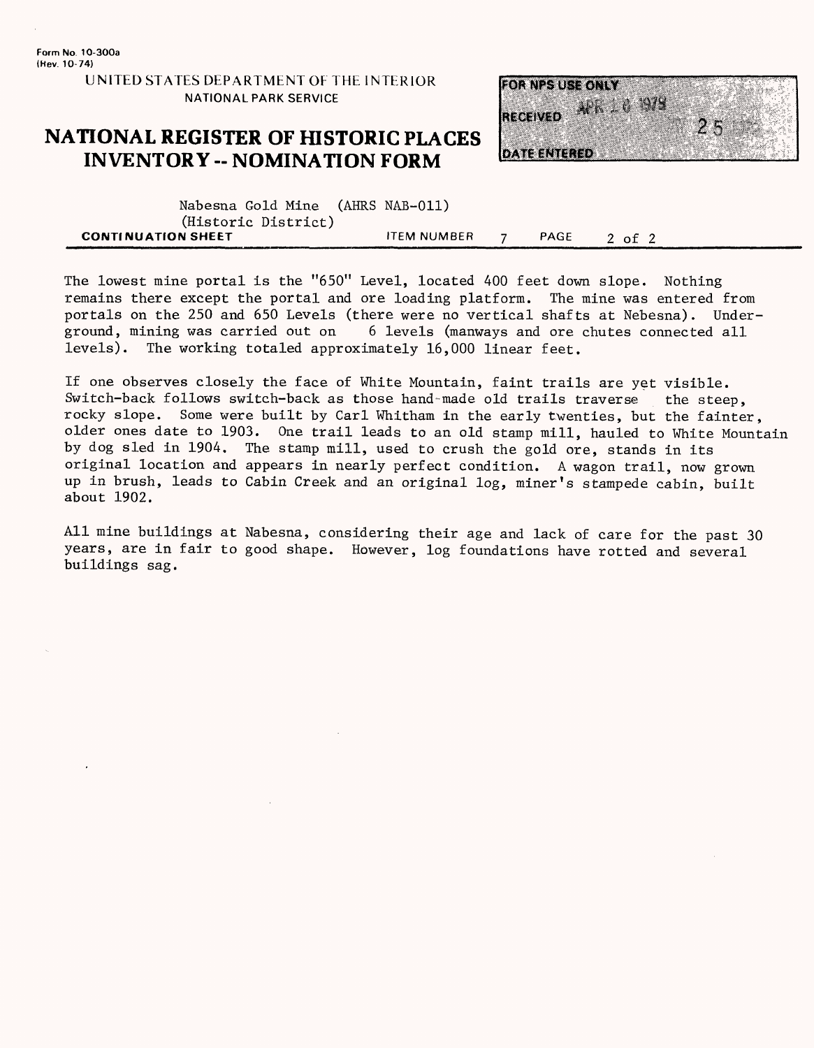Form No. 10-300a
(Rev. 10-74)

UNITED STATES DEPARTMENT OF THE INTERIOR
NATIONAL PARK SERVICE

# NATIONAL REGISTER OF HISTORIC PLACES INVENTORY -- NOMINATION FORM

FOR NPS USE ONLY
RECEIVED APR 18 1978
DATE ENTERED

Nabesna Gold Mine (AHRS NAB-011)
(Historic District)

**CONTINUATION SHEET** ITEM NUMBER 7 PAGE 2 of 2

The lowest mine portal is the "650" Level, located 400 feet down slope. Nothing remains there except the portal and ore loading platform. The mine was entered from portals on the 250 and 650 Levels (there were no vertical shafts at Nebesna). Underground, mining was carried out on 6 levels (manways and ore chutes connected all levels). The working totaled approximately 16,000 linear feet.

If one observes closely the face of White Mountain, faint trails are yet visible. Switch-back follows switch-back as those hand-made old trails traverse the steep, rocky slope. Some were built by Carl Whitham in the early twenties, but the fainter, older ones date to 1903. One trail leads to an old stamp mill, hauled to White Mountain by dog sled in 1904. The stamp mill, used to crush the gold ore, stands in its original location and appears in nearly perfect condition. A wagon trail, now grown up in brush, leads to Cabin Creek and an original log, miner's stampede cabin, built about 1902.

All mine buildings at Nabesna, considering their age and lack of care for the past 30 years, are in fair to good shape. However, log foundations have rotted and several buildings sag.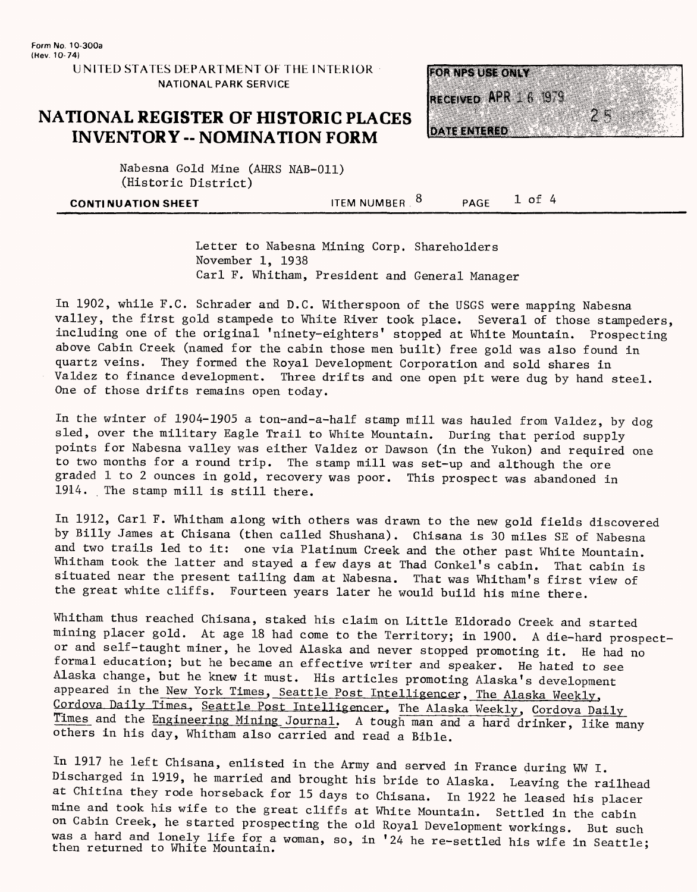Form No. 10-300a
(Rev. 10-74)

UNITED STATES DEPARTMENT OF THE INTERIOR
NATIONAL PARK SERVICE

# NATIONAL REGISTER OF HISTORIC PLACES INVENTORY -- NOMINATION FORM

FOR NPS USE ONLY
RECEIVED APR 16 1979
DATE ENTERED

Nabesna Gold Mine (AHRS NAB-011)
(Historic District)

CONTINUATION SHEET ITEM NUMBER 8 PAGE 1 of 4

Letter to Nabesna Mining Corp. Shareholders
November 1, 1938
Carl F. Whitham, President and General Manager

In 1902, while F.C. Schrader and D.C. Witherspoon of the USGS were mapping Nabesna valley, the first gold stampede to White River took place. Several of those stampeders, including one of the original 'ninety-eighters' stopped at White Mountain. Prospecting above Cabin Creek (named for the cabin those men built) free gold was also found in quartz veins. They formed the Royal Development Corporation and sold shares in Valdez to finance development. Three drifts and one open pit were dug by hand steel. One of those drifts remains open today.

In the winter of 1904-1905 a ton-and-a-half stamp mill was hauled from Valdez, by dog sled, over the military Eagle Trail to White Mountain. During that period supply points for Nabesna valley was either Valdez or Dawson (in the Yukon) and required one to two months for a round trip. The stamp mill was set-up and although the ore graded 1 to 2 ounces in gold, recovery was poor. This prospect was abandoned in 1914. The stamp mill is still there.

In 1912, Carl F. Whitham along with others was drawn to the new gold fields discovered by Billy James at Chisana (then called Shushana). Chisana is 30 miles SE of Nabesna and two trails led to it: one via Platinum Creek and the other past White Mountain. Whitham took the latter and stayed a few days at Thad Conkel's cabin. That cabin is situated near the present tailing dam at Nabesna. That was Whitham's first view of the great white cliffs. Fourteen years later he would build his mine there.

Whitham thus reached Chisana, staked his claim on Little Eldorado Creek and started mining placer gold. At age 18 had come to the Territory; in 1900. A die-hard prospector and self-taught miner, he loved Alaska and never stopped promoting it. He had no formal education; but he became an effective writer and speaker. He hated to see Alaska change, but he knew it must. His articles promoting Alaska's development appeared in the New York Times, Seattle Post Intelligencer, The Alaska Weekly, Cordova Daily Times, Seattle Post Intelligencer, The Alaska Weekly, Cordova Daily Times and the Engineering Mining Journal. A tough man and a hard drinker, like many others in his day, Whitham also carried and read a Bible.

In 1917 he left Chisana, enlisted in the Army and served in France during WW I. Discharged in 1919, he married and brought his bride to Alaska. Leaving the railhead at Chitina they rode horseback for 15 days to Chisana. In 1922 he leased his placer mine and took his wife to the great cliffs at White Mountain. Settled in the cabin on Cabin Creek, he started prospecting the old Royal Development workings. But such was a hard and lonely life for a woman, so, in '24 he re-settled his wife in Seattle; then returned to White Mountain.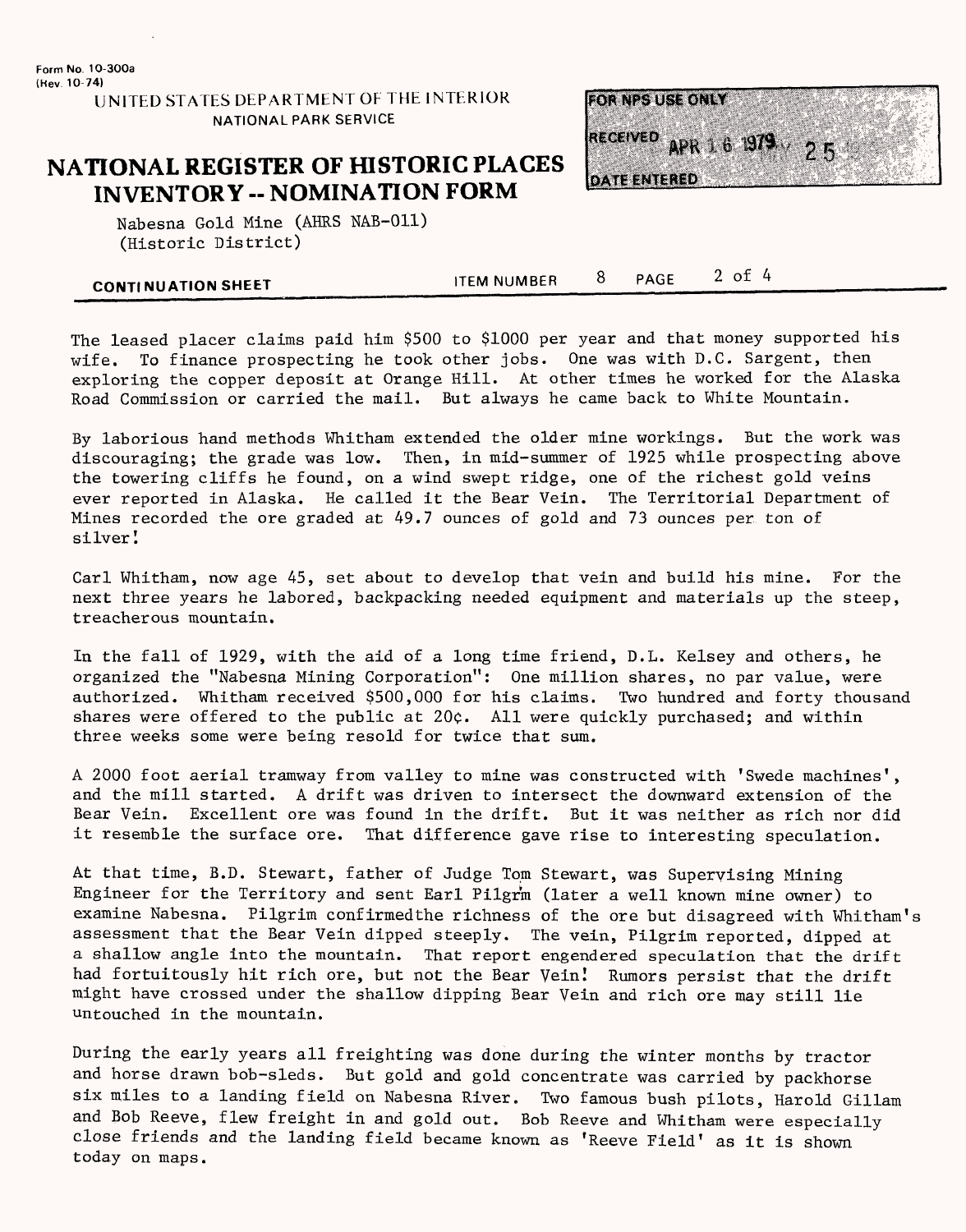The leased placer claims paid him $500 to $1000 per year and that money supported his wife. To finance prospecting he took other jobs. One was with D.C. Sargent, then exploring the copper deposit at Orange Hill. At other times he worked for the Alaska Road Commission or carried the mail. But always he came back to White Mountain.

By laborious hand methods Whitham extended the older mine workings. But the work was discouraging; the grade was low. Then, in mid-summer of 1925 while prospecting above the towering cliffs he found, on a wind swept ridge, one of the richest gold veins ever reported in Alaska. He called it the Bear Vein. The Territorial Department of Mines recorded the ore graded at 49.7 ounces of gold and 73 ounces per ton of silver!

Carl Whitham, now age 45, set about to develop that vein and build his mine. For the next three years he labored, backpacking needed equipment and materials up the steep, treacherous mountain.

In the fall of 1929, with the aid of a long time friend, D.L. Kelsey and others, he organized the "Nabesna Mining Corporation": One million shares, no par value, were authorized. Whitham received $500,000 for his claims. Two hundred and forty thousand shares were offered to the public at 20¢. All were quickly purchased; and within three weeks some were being resold for twice that sum.

A 2000 foot aerial tramway from valley to mine was constructed with 'Swede machines', and the mill started. A drift was driven to intersect the downward extension of the Bear Vein. Excellent ore was found in the drift. But it was neither as rich nor did it resemble the surface ore. That difference gave rise to interesting speculation.

At that time, B.D. Stewart, father of Judge Tom Stewart, was Supervising Mining Engineer for the Territory and sent Earl Pilgrim (later a well known mine owner) to examine Nabesna. Pilgrim confirmedthe richness of the ore but disagreed with Whitham's assessment that the Bear Vein dipped steeply. The vein, Pilgrim reported, dipped at a shallow angle into the mountain. That report engendered speculation that the drift had fortuitously hit rich ore, but not the Bear Vein! Rumors persist that the drift might have crossed under the shallow dipping Bear Vein and rich ore may still lie untouched in the mountain.

During the early years all freighting was done during the winter months by tractor and horse drawn bob-sleds. But gold and gold concentrate was carried by packhorse six miles to a landing field on Nabesna River. Two famous bush pilots, Harold Gillam and Bob Reeve, flew freight in and gold out. Bob Reeve and Whitham were especially close friends and the landing field became known as 'Reeve Field' as it is shown today on maps.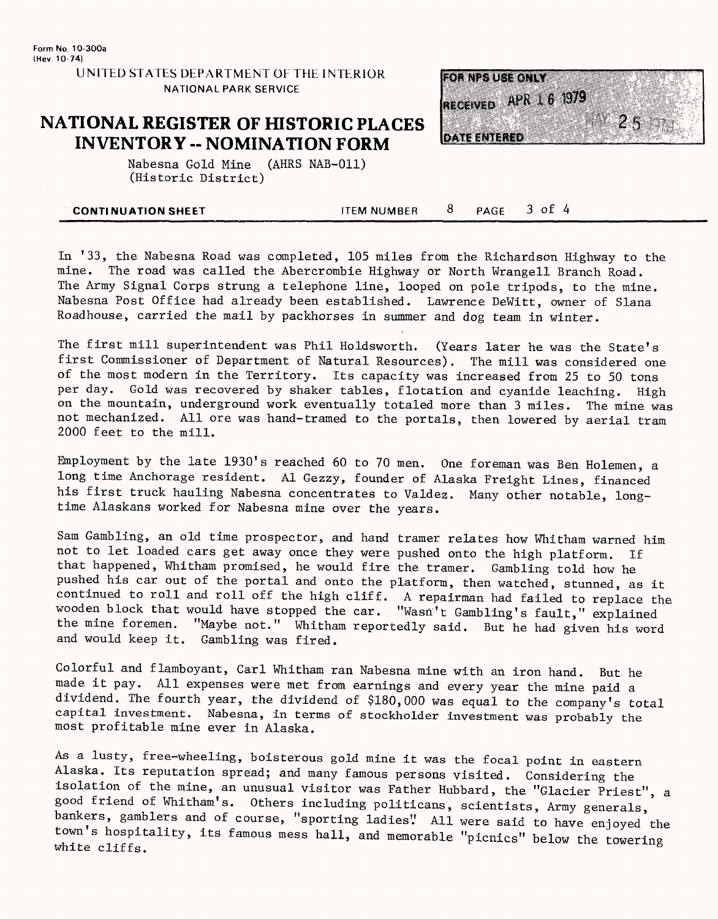In '33, the Nabesna Road was completed, 105 miles from the Richardson Highway to the mine. The road was called the Abercrombie Highway or North Wrangell Branch Road. The Army Signal Corps strung a telephone line, looped on pole tripods, to the mine. Nabesna Post Office had already been established. Lawrence DeWitt, owner of Slana Roadhouse, carried the mail by packhorses in summer and dog team in winter.

The first mill superintendent was Phil Holdsworth. (Years later he was the State's first Commissioner of Department of Natural Resources). The mill was considered one of the most modern in the Territory. Its capacity was increased from 25 to 50 tons per day. Gold was recovered by shaker tables, flotation and cyanide leaching. High on the mountain, underground work eventually totaled more than 3 miles. The mine was not mechanized. All ore was hand-tramed to the portals, then lowered by aerial tram 2000 feet to the mill.

Employment by the late 1930's reached 60 to 70 men. One foreman was Ben Holemen, a long time Anchorage resident. Al Gezzy, founder of Alaska Freight Lines, financed his first truck hauling Nabesna concentrates to Valdez. Many other notable, long-time Alaskans worked for Nabesna mine over the years.

Sam Gambling, an old time prospector, and hand tramer relates how Whitham warned him not to let loaded cars get away once they were pushed onto the high platform. If that happened, Whitham promised, he would fire the tramer. Gambling told how he pushed his car out of the portal and onto the platform, then watched, stunned, as it continued to roll and roll off the high cliff. A repairman had failed to replace the wooden block that would have stopped the car. "Wasn't Gambling's fault," explained the mine foremen. "Maybe not." Whitham reportedly said. But he had given his word and would keep it. Gambling was fired.

Colorful and flamboyant, Carl Whitham ran Nabesna mine with an iron hand. But he made it pay. All expenses were met from earnings and every year the mine paid a dividend. The fourth year, the dividend of $180,000 was equal to the company's total capital investment. Nabesna, in terms of stockholder investment was probably the most profitable mine ever in Alaska.

As a lusty, free-wheeling, boisterous gold mine it was the focal point in eastern Alaska. Its reputation spread; and many famous persons visited. Considering the isolation of the mine, an unusual visitor was Father Hubbard, the "Glacier Priest", a good friend of Whitham's. Others including politicans, scientists, Army generals, bankers, gamblers and of course, "sporting ladies". All were said to have enjoyed the town's hospitality, its famous mess hall, and memorable "picnics" below the towering white cliffs.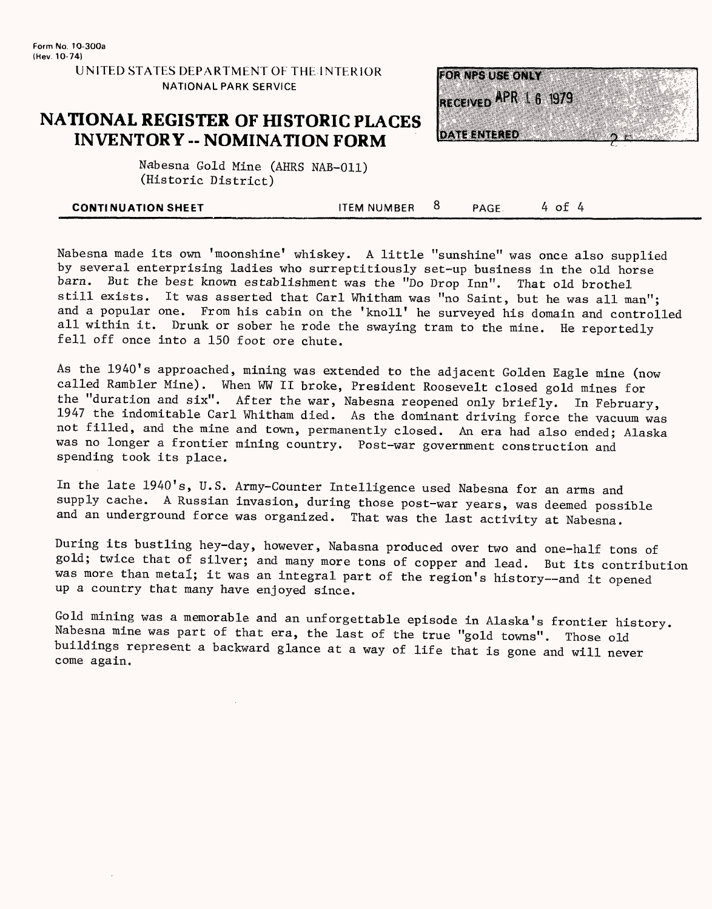Nabesna made its own 'moonshine' whiskey. A little "sunshine" was once also supplied by several enterprising ladies who surreptitiously set-up business in the old horse barn. But the best known establishment was the "Do Drop Inn". That old brothel still exists. It was asserted that Carl Whitham was "no Saint, but he was all man"; and a popular one. From his cabin on the 'knoll' he surveyed his domain and controlled all within it. Drunk or sober he rode the swaying tram to the mine. He reportedly fell off once into a 150 foot ore chute.

As the 1940's approached, mining was extended to the adjacent Golden Eagle mine (now called Rambler Mine). When WW II broke, President Roosevelt closed gold mines for the "duration and six". After the war, Nabesna reopened only briefly. In February, 1947 the indomitable Carl Whitham died. As the dominant driving force the vacuum was not filled, and the mine and town, permanently closed. An era had also ended; Alaska was no longer a frontier mining country. Post-war government construction and spending took its place.

In the late 1940's, U.S. Army-Counter Intelligence used Nabesna for an arms and supply cache. A Russian invasion, during those post-war years, was deemed possible and an underground force was organized. That was the last activity at Nabesna.

During its bustling hey-day, however, Nabasna produced over two and one-half tons of gold; twice that of silver; and many more tons of copper and lead. But its contribution was more than metal; it was an integral part of the region's history--and it opened up a country that many have enjoyed since.

Gold mining was a memorable and an unforgettable episode in Alaska's frontier history. Nabesna mine was part of that era, the last of the true "gold towns". Those old buildings represent a backward glance at a way of life that is gone and will never come again.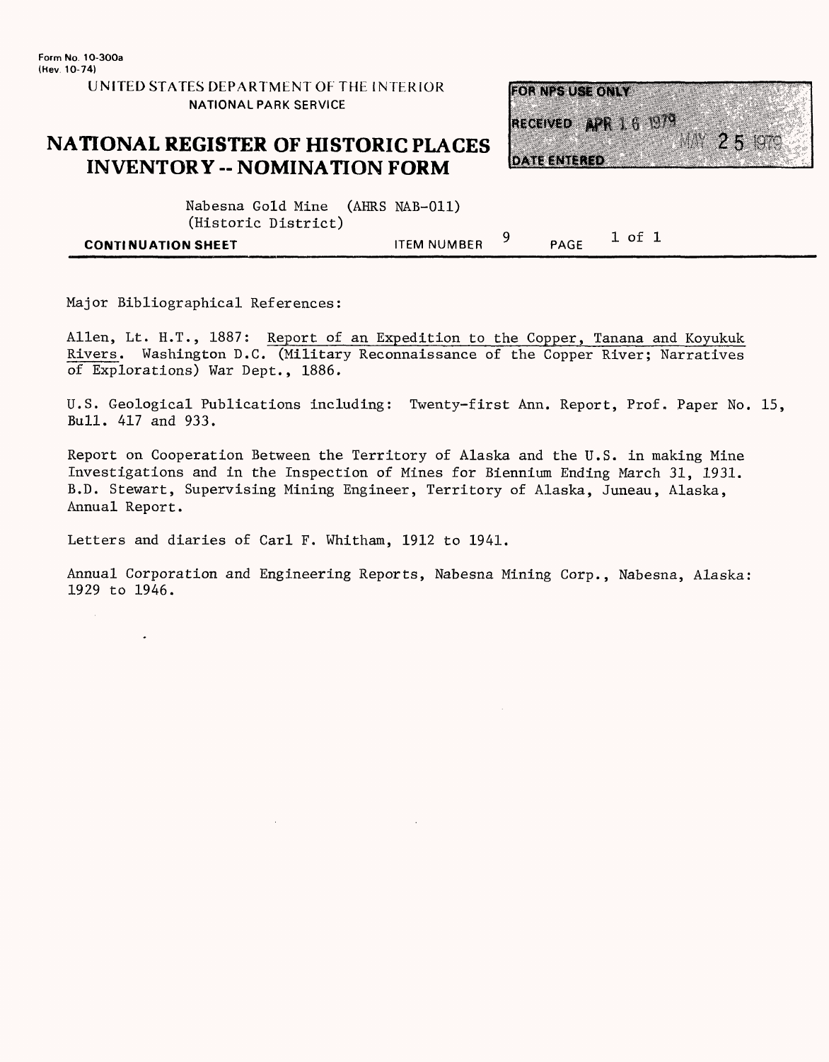Form No. 10-300a
(Rev. 10-74)

UNITED STATES DEPARTMENT OF THE INTERIOR
NATIONAL PARK SERVICE

# NATIONAL REGISTER OF HISTORIC PLACES INVENTORY -- NOMINATION FORM

FOR NPS USE ONLY
RECEIVED APR 16 1979
DATE ENTERED MAY 25 1979

Nabesna Gold Mine (AHRS NAB-011)
(Historic District)

**CONTINUATION SHEET** ITEM NUMBER 9 PAGE 1 of 1

Major Bibliographical References:

Allen, Lt. H.T., 1887: Report of an Expedition to the Copper, Tanana and Koyukuk Rivers. Washington D.C. (Military Reconnaissance of the Copper River; Narratives of Explorations) War Dept., 1886.

U.S. Geological Publications including: Twenty-first Ann. Report, Prof. Paper No. 15, Bull. 417 and 933.

Report on Cooperation Between the Territory of Alaska and the U.S. in making Mine Investigations and in the Inspection of Mines for Biennium Ending March 31, 1931. B.D. Stewart, Supervising Mining Engineer, Territory of Alaska, Juneau, Alaska, Annual Report.

Letters and diaries of Carl F. Whitham, 1912 to 1941.

Annual Corporation and Engineering Reports, Nabesna Mining Corp., Nabesna, Alaska: 1929 to 1946.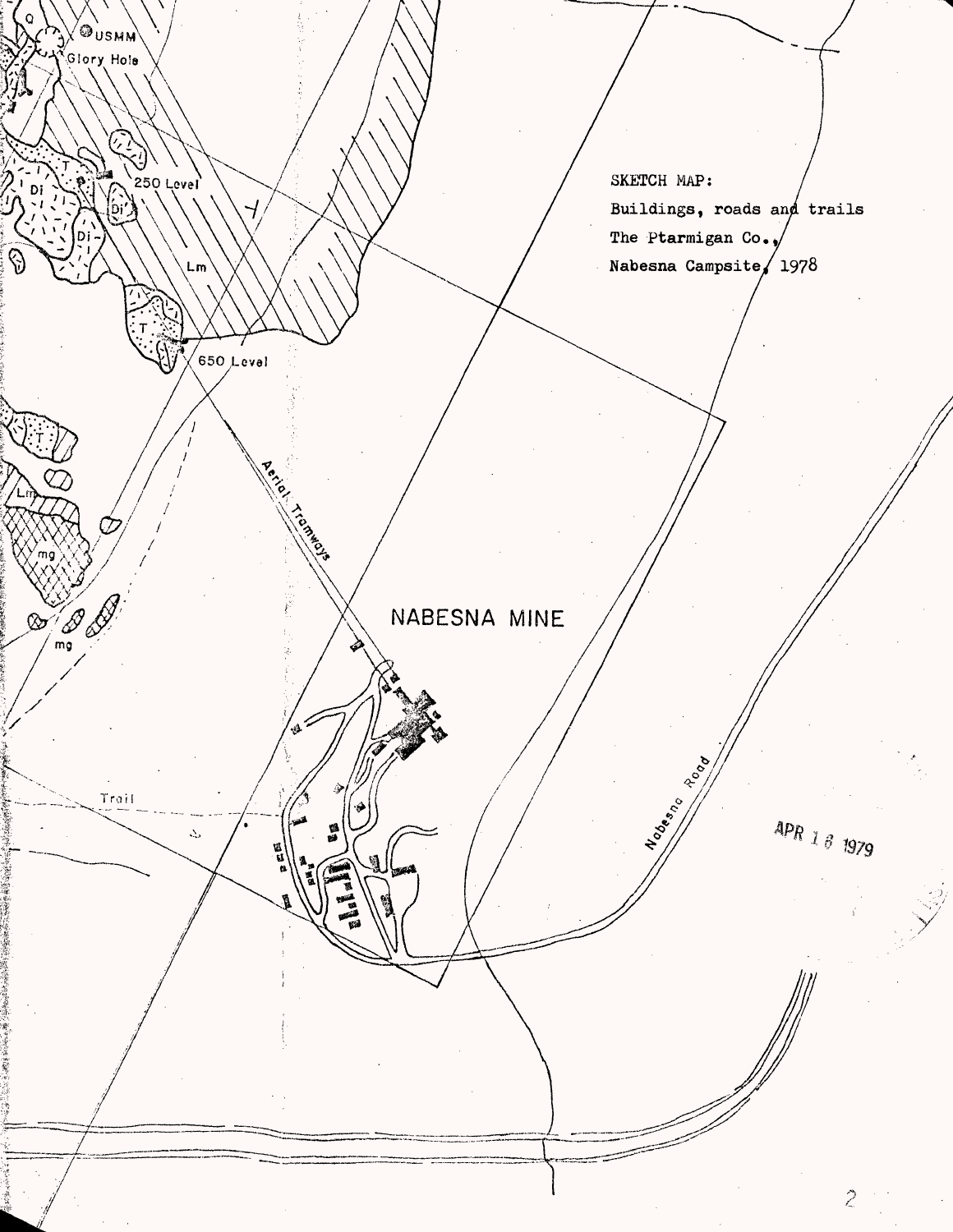SKETCH MAP:
Buildings, roads and trails
The Ptarmigan Co.,
Nabesna Campsite, 1978

USMM

Glory Hole

250 Level

650 Level

Aerial Tramways

NABESNA MINE

Trail

Nabesna Road

APR 16 1979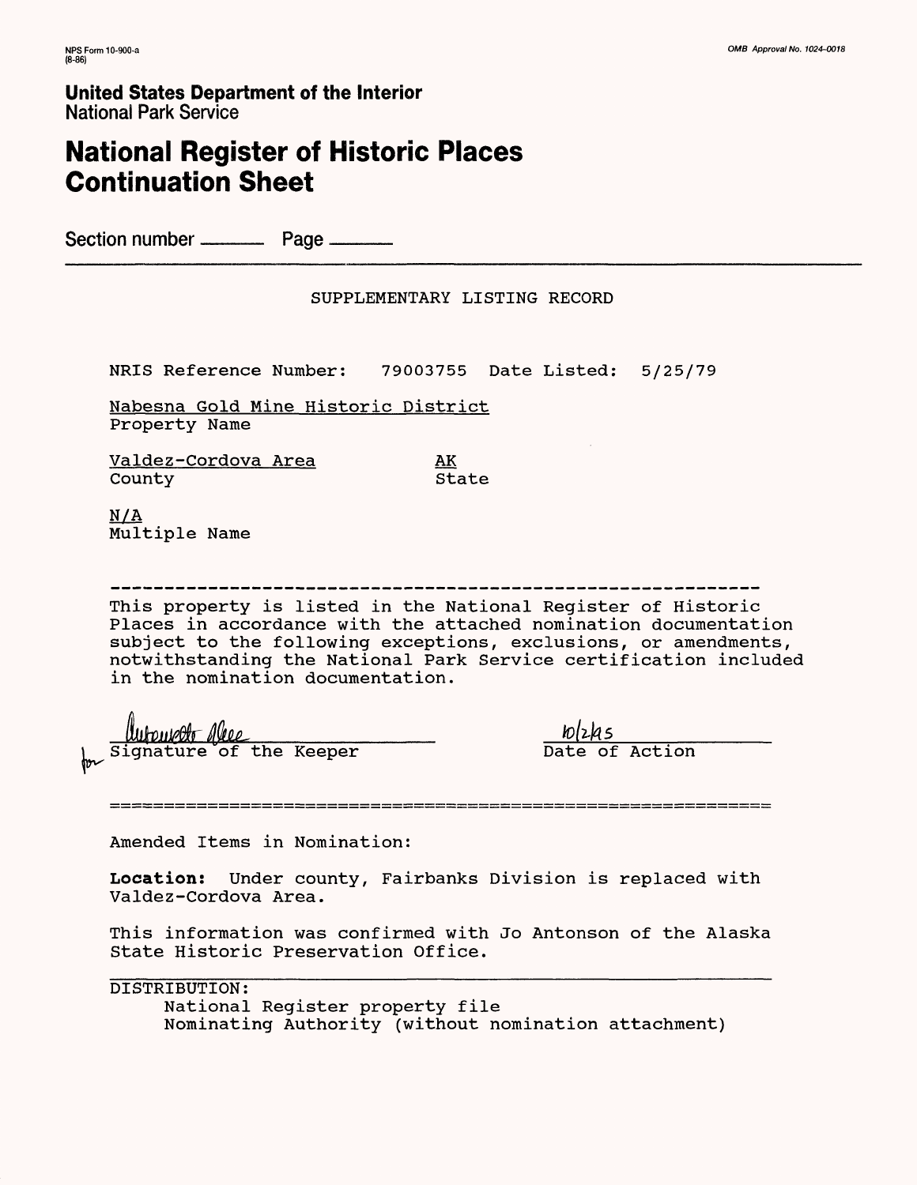NPS Form 10-900-a
(8-86)

OMB Approval No. 1024-0018

**United States Department of the Interior**
National Park Service

# National Register of Historic Places Continuation Sheet

Section number ______ Page ______

SUPPLEMENTARY LISTING RECORD

NRIS Reference Number: 79003755 Date Listed: 5/25/79

Nabesna Gold Mine Historic District
Property Name

Valdez-Cordova Area
County

AK
State

N/A
Multiple Name

---

This property is listed in the National Register of Historic Places in accordance with the attached nomination documentation subject to the following exceptions, exclusions, or amendments, notwithstanding the National Park Service certification included in the nomination documentation.

for Signature of the Keeper

10/2/95
Date of Action

---

Amended Items in Nomination:

**Location:** Under county, Fairbanks Division is replaced with Valdez-Cordova Area.

This information was confirmed with Jo Antonson of the Alaska State Historic Preservation Office.

DISTRIBUTION:
National Register property file
Nominating Authority (without nomination attachment)